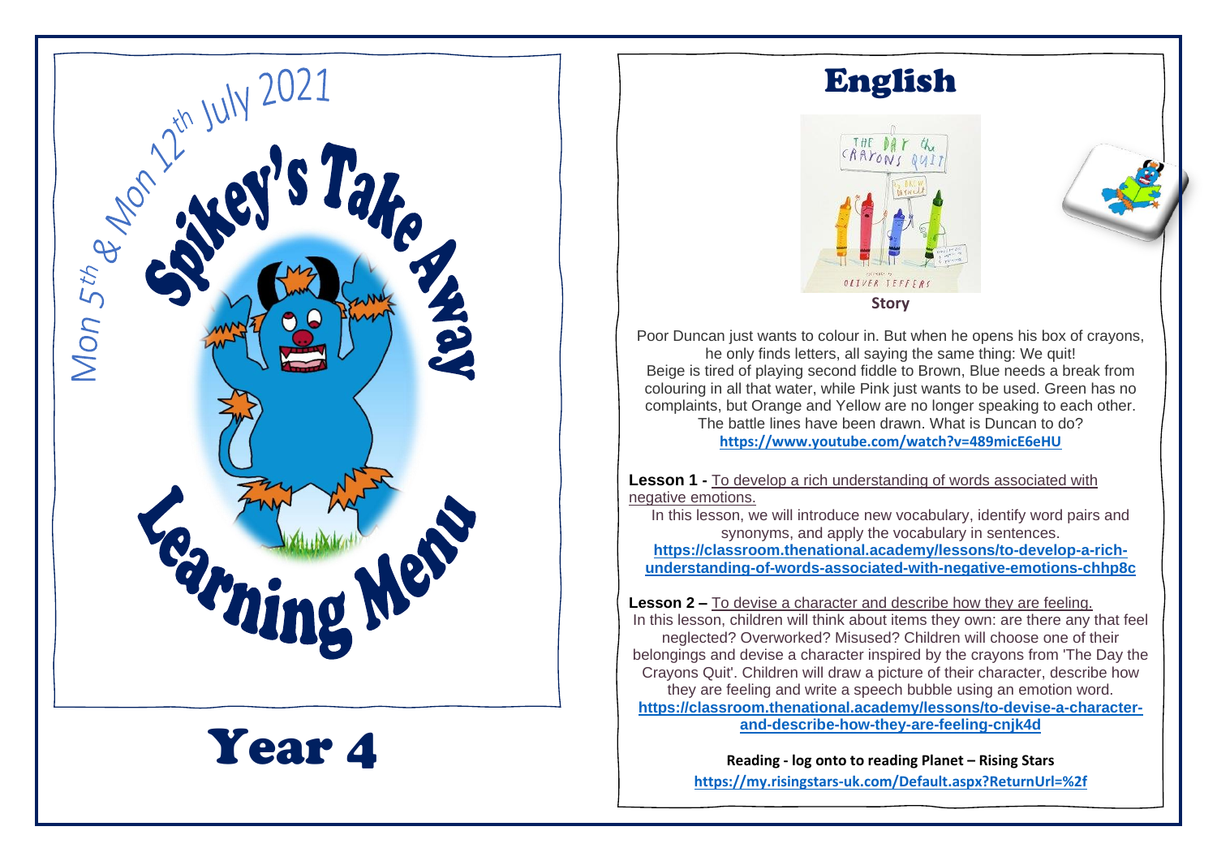Mon 5th & Mon 12th July 2021

# Spikey's Take Away Learning Menu

## Year 4

# English

Story

Poor Duncan just wants to colour in. But when he opens his box of crayons, he only finds letters, all saying the same thing: We quit!
Beige is tired of playing second fiddle to Brown, Blue needs a break from colouring in all that water, while Pink just wants to be used. Green has no complaints, but Orange and Yellow are no longer speaking to each other. The battle lines have been drawn. What is Duncan to do?
https://www.youtube.com/watch?v=489micE6eHU

**Lesson 1 -** To develop a rich understanding of words associated with negative emotions.
In this lesson, we will introduce new vocabulary, identify word pairs and synonyms, and apply the vocabulary in sentences.
https://classroom.thenational.academy/lessons/to-develop-a-rich-understanding-of-words-associated-with-negative-emotions-chhp8c

**Lesson 2 –** To devise a character and describe how they are feeling.
In this lesson, children will think about items they own: are there any that feel neglected? Overworked? Misused? Children will choose one of their belongings and devise a character inspired by the crayons from 'The Day the Crayons Quit'. Children will draw a picture of their character, describe how they are feeling and write a speech bubble using an emotion word.
https://classroom.thenational.academy/lessons/to-devise-a-character-and-describe-how-they-are-feeling-cnjk4d

**Reading - log onto to reading Planet – Rising Stars**
https://my.risingstars-uk.com/Default.aspx?ReturnUrl=%2f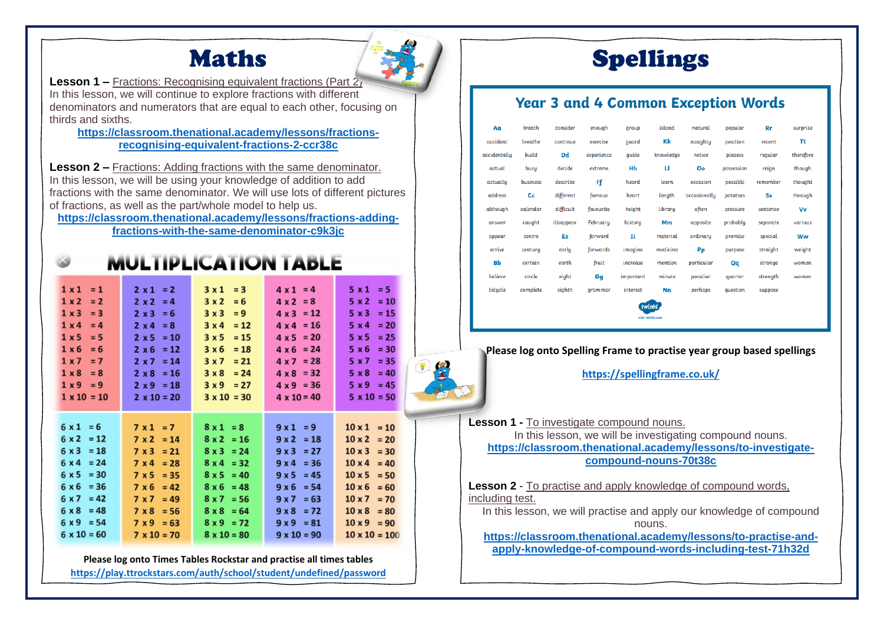# Maths

**Lesson 1 –** Fractions: Recognising equivalent fractions (Part 2)
In this lesson, we will continue to explore fractions with different denominators and numerators that are equal to each other, focusing on thirds and sixths.

**https://classroom.thenational.academy/lessons/fractions-recognising-equivalent-fractions-2-ccr38c**

**Lesson 2 –** Fractions: Adding fractions with the same denominator.
In this lesson, we will be using your knowledge of addition to add fractions with the same denominator. We will use lots of different pictures of fractions, as well as the part/whole model to help us.

**https://classroom.thenational.academy/lessons/fractions-adding-fractions-with-the-same-denominator-c9k3jc**

## MULTIPLICATION TABLE

| | | | | |
|---|---|---|---|---|
| 1 x 1 = 1 | 2 x 1 = 2 | 3 x 1 = 3 | 4 x 1 = 4 | 5 x 1 = 5 |
| 1 x 2 = 2 | 2 x 2 = 4 | 3 x 2 = 6 | 4 x 2 = 8 | 5 x 2 = 10 |
| 1 x 3 = 3 | 2 x 3 = 6 | 3 x 3 = 9 | 4 x 3 = 12 | 5 x 3 = 15 |
| 1 x 4 = 4 | 2 x 4 = 8 | 3 x 4 = 12 | 4 x 4 = 16 | 5 x 4 = 20 |
| 1 x 5 = 5 | 2 x 5 = 10 | 3 x 5 = 15 | 4 x 5 = 20 | 5 x 5 = 25 |
| 1 x 6 = 6 | 2 x 6 = 12 | 3 x 6 = 18 | 4 x 6 = 24 | 5 x 6 = 30 |
| 1 x 7 = 7 | 2 x 7 = 14 | 3 x 7 = 21 | 4 x 7 = 28 | 5 x 7 = 35 |
| 1 x 8 = 8 | 2 x 8 = 16 | 3 x 8 = 24 | 4 x 8 = 32 | 5 x 8 = 40 |
| 1 x 9 = 9 | 2 x 9 = 18 | 3 x 9 = 27 | 4 x 9 = 36 | 5 x 9 = 45 |
| 1 x 10 = 10 | 2 x 10 = 20 | 3 x 10 = 30 | 4 x 10 = 40 | 5 x 10 = 50 |
| 6 x 1 = 6 | 7 x 1 = 7 | 8 x 1 = 8 | 9 x 1 = 9 | 10 x 1 = 10 |
| 6 x 2 = 12 | 7 x 2 = 14 | 8 x 2 = 16 | 9 x 2 = 18 | 10 x 2 = 20 |
| 6 x 3 = 18 | 7 x 3 = 21 | 8 x 3 = 24 | 9 x 3 = 27 | 10 x 3 = 30 |
| 6 x 4 = 24 | 7 x 4 = 28 | 8 x 4 = 32 | 9 x 4 = 36 | 10 x 4 = 40 |
| 6 x 5 = 30 | 7 x 5 = 35 | 8 x 5 = 40 | 9 x 5 = 45 | 10 x 5 = 50 |
| 6 x 6 = 36 | 7 x 6 = 42 | 8 x 6 = 48 | 9 x 6 = 54 | 10 x 6 = 60 |
| 6 x 7 = 42 | 7 x 7 = 49 | 8 x 7 = 56 | 9 x 7 = 63 | 10 x 7 = 70 |
| 6 x 8 = 48 | 7 x 8 = 56 | 8 x 8 = 64 | 9 x 8 = 72 | 10 x 8 = 80 |
| 6 x 9 = 54 | 7 x 9 = 63 | 8 x 9 = 72 | 9 x 9 = 81 | 10 x 9 = 90 |
| 6 x 10 = 60 | 7 x 10 = 70 | 8 x 10 = 80 | 9 x 10 = 90 | 10 x 10 = 100 |

**Please log onto Times Tables Rockstar and practise all times tables**
**https://play.ttrockstars.com/auth/school/student/undefined/password**

# Spellings

## Year 3 and 4 Common Exception Words

| | | | | | | | | | |
|---|---|---|---|---|---|---|---|---|---|
| Aa | breath | consider | enough | group | island | natural | popular | Rr | surprise |
| accident | breathe | continue | exercise | guard | Kk | naughty | position | recent | Tt |
| accidentally | build | Dd | experience | guide | knowledge | notice | possess | regular | therefore |
| actual | busy | decide | extreme | Hh | Ll | Oo | possession | reign | though |
| actually | business | describe | Ff | heard | learn | occasion | possible | remember | thought |
| address | Cc | different | famous | heart | length | occasionally | potatoes | Ss | through |
| although | calendar | difficult | favourite | height | library | often | pressure | sentence | Vv |
| answer | caught | disappear | February | history | Mm | opposite | probably | separate | various |
| appear | centre | Ee | forward | Ii | material | ordinary | promise | special | Ww |
| arrive | century | early | forwards | imagine | medicine | Pp | purpose | straight | weight |
| Bb | certain | earth | fruit | increase | mention | particular | Qq | strange | woman |
| believe | circle | eight | Gg | important | minute | peculiar | quarter | strength | women |
| bicycle | complete | eighth | grammar | interest | Nn | perhaps | question | suppose | |

**Please log onto Spelling Frame to practise year group based spellings**

**https://spellingframe.co.uk/**

**Lesson 1 -** To investigate compound nouns.
In this lesson, we will be investigating compound nouns.

**https://classroom.thenational.academy/lessons/to-investigate-compound-nouns-70t38c**

**Lesson 2** - To practise and apply knowledge of compound words, including test.
In this lesson, we will practise and apply our knowledge of compound nouns.

**https://classroom.thenational.academy/lessons/to-practise-and-apply-knowledge-of-compound-words-including-test-71h32d**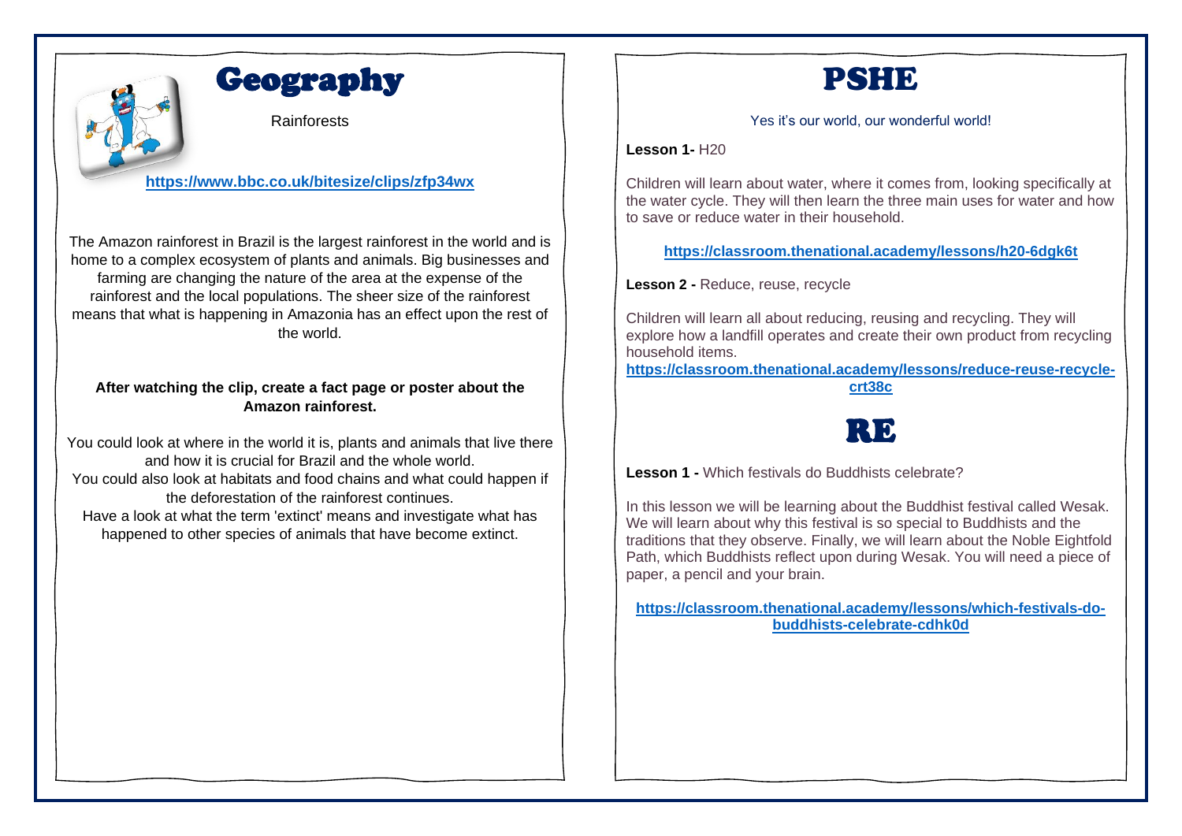# Geography

Rainforests

**https://www.bbc.co.uk/bitesize/clips/zfp34wx**

The Amazon rainforest in Brazil is the largest rainforest in the world and is home to a complex ecosystem of plants and animals. Big businesses and farming are changing the nature of the area at the expense of the rainforest and the local populations. The sheer size of the rainforest means that what is happening in Amazonia has an effect upon the rest of the world.

**After watching the clip, create a fact page or poster about the Amazon rainforest.**

You could look at where in the world it is, plants and animals that live there and how it is crucial for Brazil and the whole world.
You could also look at habitats and food chains and what could happen if the deforestation of the rainforest continues.
Have a look at what the term 'extinct' means and investigate what has happened to other species of animals that have become extinct.

# PSHE

Yes it's our world, our wonderful world!

**Lesson 1-** H20

Children will learn about water, where it comes from, looking specifically at the water cycle. They will then learn the three main uses for water and how to save or reduce water in their household.

**https://classroom.thenational.academy/lessons/h20-6dgk6t**

**Lesson 2 -** Reduce, reuse, recycle

Children will learn all about reducing, reusing and recycling. They will explore how a landfill operates and create their own product from recycling household items.
**https://classroom.thenational.academy/lessons/reduce-reuse-recycle-crt38c**

# RE

**Lesson 1 -** Which festivals do Buddhists celebrate?

In this lesson we will be learning about the Buddhist festival called Wesak. We will learn about why this festival is so special to Buddhists and the traditions that they observe. Finally, we will learn about the Noble Eightfold Path, which Buddhists reflect upon during Wesak. You will need a piece of paper, a pencil and your brain.

**https://classroom.thenational.academy/lessons/which-festivals-do-buddhists-celebrate-cdhk0d**